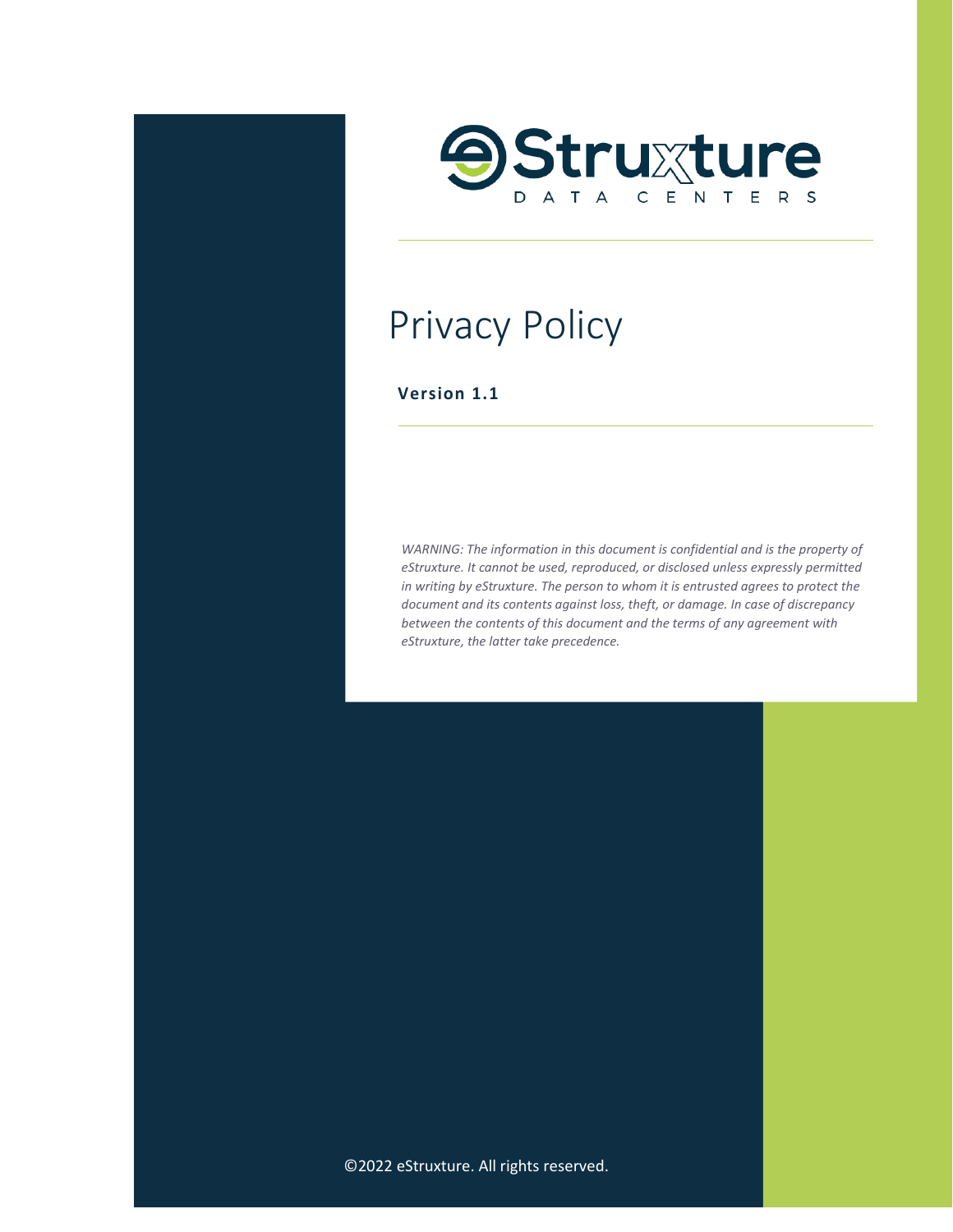eStruxture DATA CENTERS

# Privacy Policy

**Version 1.1**

*WARNING: The information in this document is confidential and is the property of eStruxture. It cannot be used, reproduced, or disclosed unless expressly permitted in writing by eStruxture. The person to whom it is entrusted agrees to protect the document and its contents against loss, theft, or damage. In case of discrepancy between the contents of this document and the terms of any agreement with eStruxture, the latter take precedence.*

©2022 eStruxture. All rights reserved.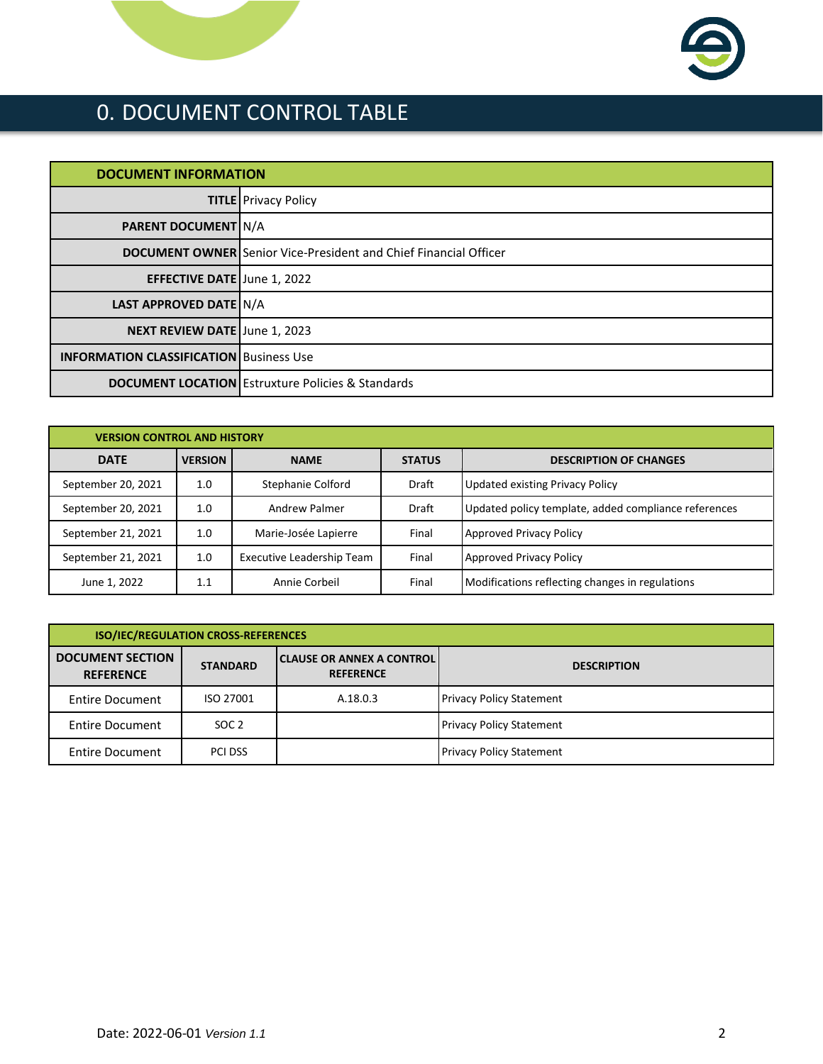# 0. DOCUMENT CONTROL TABLE

| DOCUMENT INFORMATION | |
|---|---|
| **TITLE** | Privacy Policy |
| **PARENT DOCUMENT** | N/A |
| **DOCUMENT OWNER** | Senior Vice-President and Chief Financial Officer |
| **EFFECTIVE DATE** | June 1, 2022 |
| **LAST APPROVED DATE** | N/A |
| **NEXT REVIEW DATE** | June 1, 2023 |
| **INFORMATION CLASSIFICATION** | Business Use |
| **DOCUMENT LOCATION** | Estruxture Policies & Standards |

| VERSION CONTROL AND HISTORY | | | | |
|---|---|---|---|---|
| **DATE** | **VERSION** | **NAME** | **STATUS** | **DESCRIPTION OF CHANGES** |
| September 20, 2021 | 1.0 | Stephanie Colford | Draft | Updated existing Privacy Policy |
| September 20, 2021 | 1.0 | Andrew Palmer | Draft | Updated policy template, added compliance references |
| September 21, 2021 | 1.0 | Marie-Josée Lapierre | Final | Approved Privacy Policy |
| September 21, 2021 | 1.0 | Executive Leadership Team | Final | Approved Privacy Policy |
| June 1, 2022 | 1.1 | Annie Corbeil | Final | Modifications reflecting changes in regulations |

| ISO/IEC/REGULATION CROSS-REFERENCES | | | |
|---|---|---|---|
| **DOCUMENT SECTION REFERENCE** | **STANDARD** | **CLAUSE OR ANNEX A CONTROL REFERENCE** | **DESCRIPTION** |
| Entire Document | ISO 27001 | A.18.0.3 | Privacy Policy Statement |
| Entire Document | SOC 2 | | Privacy Policy Statement |
| Entire Document | PCI DSS | | Privacy Policy Statement |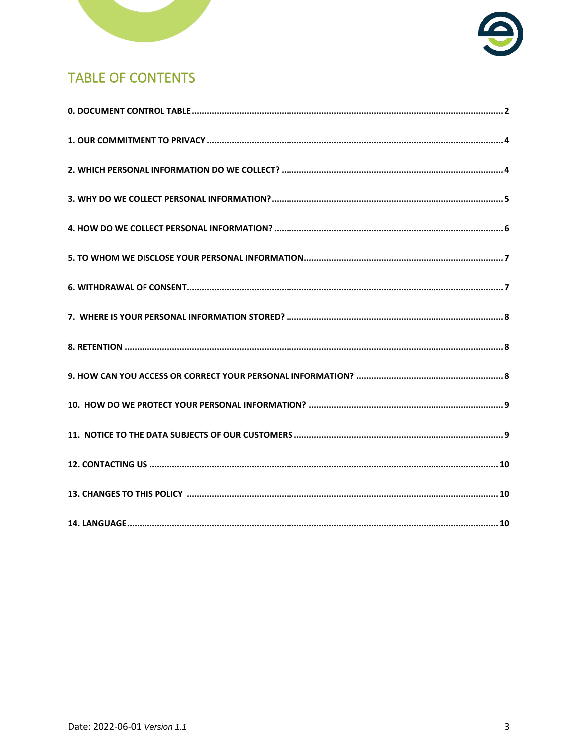# TABLE OF CONTENTS

**0. DOCUMENT CONTROL TABLE** ........................................................................ **2**

**1. OUR COMMITMENT TO PRIVACY** ........................................................................ **4**

**2. WHICH PERSONAL INFORMATION DO WE COLLECT?** ........................................................................ **4**

**3. WHY DO WE COLLECT PERSONAL INFORMATION?** ........................................................................ **5**

**4. HOW DO WE COLLECT PERSONAL INFORMATION?** ........................................................................ **6**

**5. TO WHOM WE DISCLOSE YOUR PERSONAL INFORMATION** ........................................................................ **7**

**6. WITHDRAWAL OF CONSENT** ........................................................................ **7**

**7. WHERE IS YOUR PERSONAL INFORMATION STORED?** ........................................................................ **8**

**8. RETENTION** ........................................................................ **8**

**9. HOW CAN YOU ACCESS OR CORRECT YOUR PERSONAL INFORMATION?** ........................................................................ **8**

**10. HOW DO WE PROTECT YOUR PERSONAL INFORMATION?** ........................................................................ **9**

**11. NOTICE TO THE DATA SUBJECTS OF OUR CUSTOMERS** ........................................................................ **9**

**12. CONTACTING US** ........................................................................ **10**

**13. CHANGES TO THIS POLICY** ........................................................................ **10**

**14. LANGUAGE** ........................................................................ **10**

Date: 2022-06-01 *Version 1.1*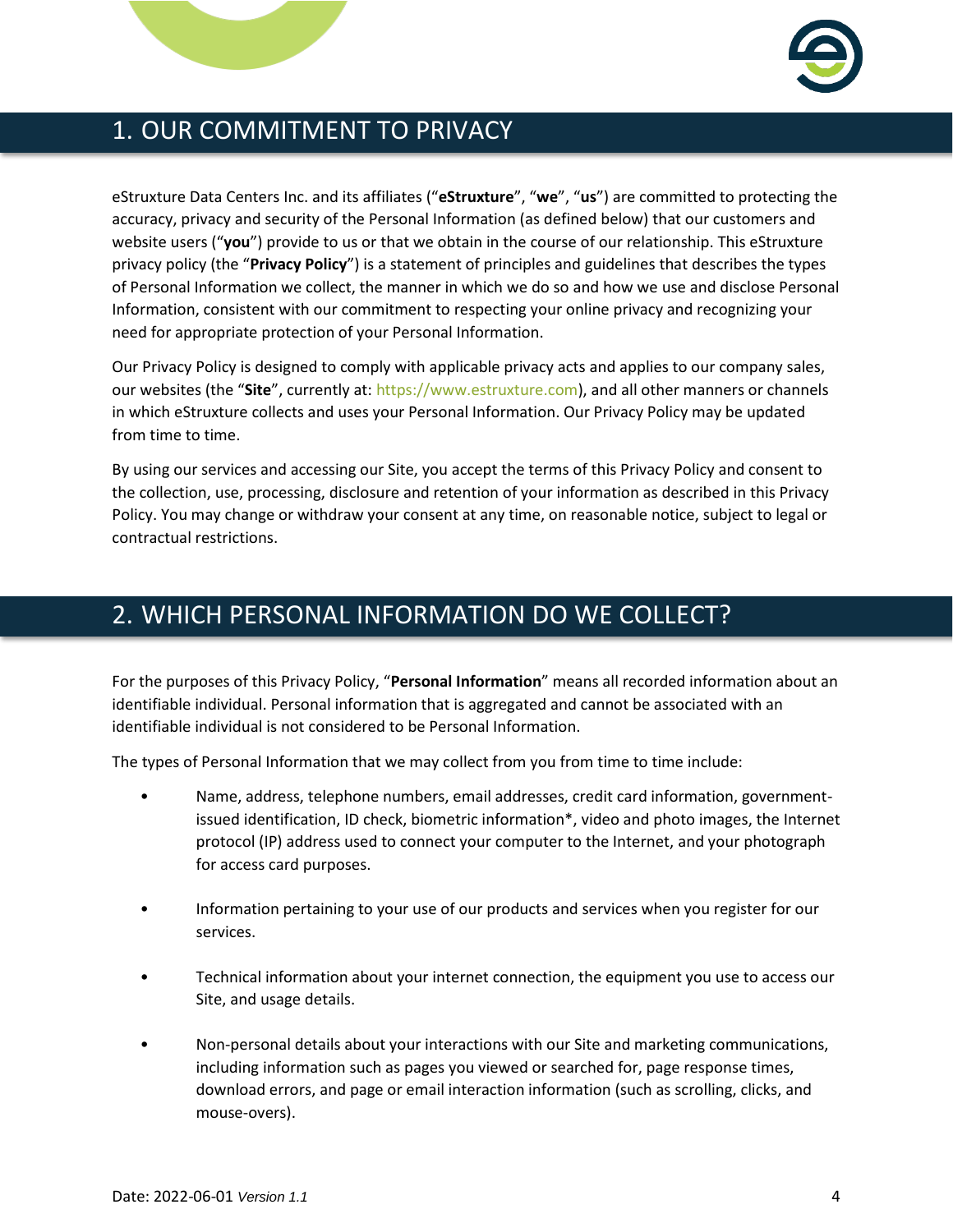# 1. OUR COMMITMENT TO PRIVACY

eStruxture Data Centers Inc. and its affiliates ("**eStruxture**", "**we**", "**us**") are committed to protecting the accuracy, privacy and security of the Personal Information (as defined below) that our customers and website users ("**you**") provide to us or that we obtain in the course of our relationship. This eStruxture privacy policy (the "**Privacy Policy**") is a statement of principles and guidelines that describes the types of Personal Information we collect, the manner in which we do so and how we use and disclose Personal Information, consistent with our commitment to respecting your online privacy and recognizing your need for appropriate protection of your Personal Information.

Our Privacy Policy is designed to comply with applicable privacy acts and applies to our company sales, our websites (the "**Site**", currently at: https://www.estruxture.com), and all other manners or channels in which eStruxture collects and uses your Personal Information. Our Privacy Policy may be updated from time to time.

By using our services and accessing our Site, you accept the terms of this Privacy Policy and consent to the collection, use, processing, disclosure and retention of your information as described in this Privacy Policy. You may change or withdraw your consent at any time, on reasonable notice, subject to legal or contractual restrictions.

# 2. WHICH PERSONAL INFORMATION DO WE COLLECT?

For the purposes of this Privacy Policy, "**Personal Information**" means all recorded information about an identifiable individual. Personal information that is aggregated and cannot be associated with an identifiable individual is not considered to be Personal Information.

The types of Personal Information that we may collect from you from time to time include:

- Name, address, telephone numbers, email addresses, credit card information, government-issued identification, ID check, biometric information*, video and photo images, the Internet protocol (IP) address used to connect your computer to the Internet, and your photograph for access card purposes.
- Information pertaining to your use of our products and services when you register for our services.
- Technical information about your internet connection, the equipment you use to access our Site, and usage details.
- Non-personal details about your interactions with our Site and marketing communications, including information such as pages you viewed or searched for, page response times, download errors, and page or email interaction information (such as scrolling, clicks, and mouse-overs).

Date: 2022-06-01 *Version 1.1*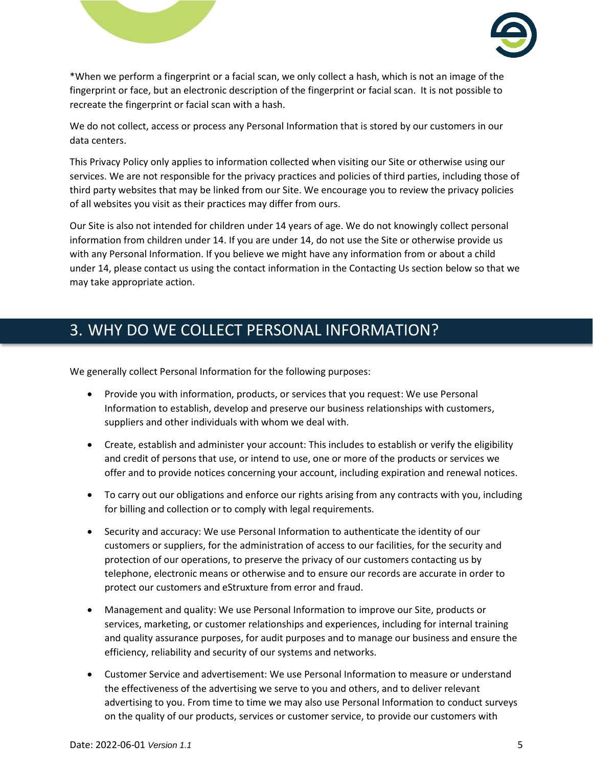*When we perform a fingerprint or a facial scan, we only collect a hash, which is not an image of the fingerprint or face, but an electronic description of the fingerprint or facial scan. It is not possible to recreate the fingerprint or facial scan with a hash.

We do not collect, access or process any Personal Information that is stored by our customers in our data centers.

This Privacy Policy only applies to information collected when visiting our Site or otherwise using our services. We are not responsible for the privacy practices and policies of third parties, including those of third party websites that may be linked from our Site. We encourage you to review the privacy policies of all websites you visit as their practices may differ from ours.

Our Site is also not intended for children under 14 years of age. We do not knowingly collect personal information from children under 14. If you are under 14, do not use the Site or otherwise provide us with any Personal Information. If you believe we might have any information from or about a child under 14, please contact us using the contact information in the Contacting Us section below so that we may take appropriate action.

## 3. WHY DO WE COLLECT PERSONAL INFORMATION?

We generally collect Personal Information for the following purposes:

- Provide you with information, products, or services that you request: We use Personal Information to establish, develop and preserve our business relationships with customers, suppliers and other individuals with whom we deal with.
- Create, establish and administer your account: This includes to establish or verify the eligibility and credit of persons that use, or intend to use, one or more of the products or services we offer and to provide notices concerning your account, including expiration and renewal notices.
- To carry out our obligations and enforce our rights arising from any contracts with you, including for billing and collection or to comply with legal requirements.
- Security and accuracy: We use Personal Information to authenticate the identity of our customers or suppliers, for the administration of access to our facilities, for the security and protection of our operations, to preserve the privacy of our customers contacting us by telephone, electronic means or otherwise and to ensure our records are accurate in order to protect our customers and eStruxture from error and fraud.
- Management and quality: We use Personal Information to improve our Site, products or services, marketing, or customer relationships and experiences, including for internal training and quality assurance purposes, for audit purposes and to manage our business and ensure the efficiency, reliability and security of our systems and networks.
- Customer Service and advertisement: We use Personal Information to measure or understand the effectiveness of the advertising we serve to you and others, and to deliver relevant advertising to you. From time to time we may also use Personal Information to conduct surveys on the quality of our products, services or customer service, to provide our customers with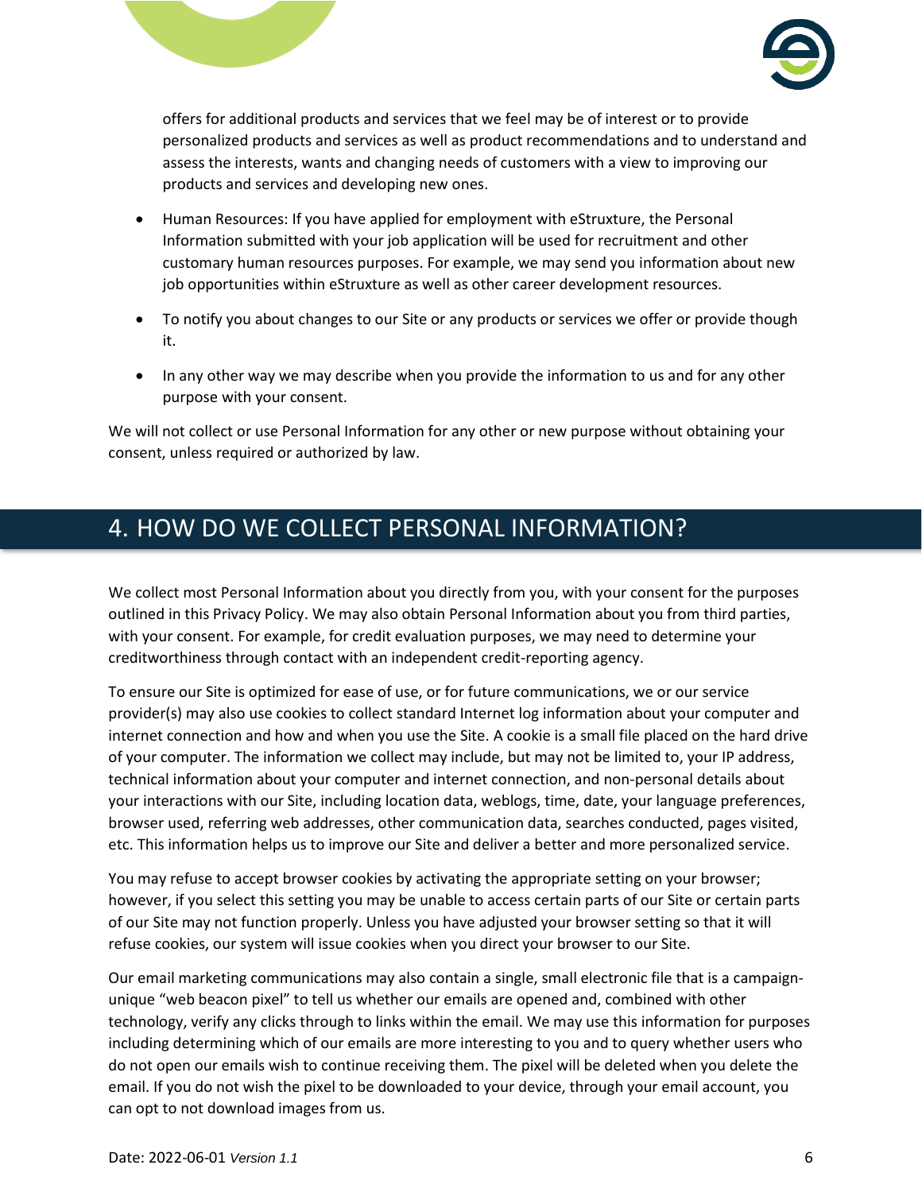offers for additional products and services that we feel may be of interest or to provide personalized products and services as well as product recommendations and to understand and assess the interests, wants and changing needs of customers with a view to improving our products and services and developing new ones.

- Human Resources: If you have applied for employment with eStruxture, the Personal Information submitted with your job application will be used for recruitment and other customary human resources purposes. For example, we may send you information about new job opportunities within eStruxture as well as other career development resources.
- To notify you about changes to our Site or any products or services we offer or provide though it.
- In any other way we may describe when you provide the information to us and for any other purpose with your consent.

We will not collect or use Personal Information for any other or new purpose without obtaining your consent, unless required or authorized by law.

# 4. HOW DO WE COLLECT PERSONAL INFORMATION?

We collect most Personal Information about you directly from you, with your consent for the purposes outlined in this Privacy Policy. We may also obtain Personal Information about you from third parties, with your consent. For example, for credit evaluation purposes, we may need to determine your creditworthiness through contact with an independent credit-reporting agency.

To ensure our Site is optimized for ease of use, or for future communications, we or our service provider(s) may also use cookies to collect standard Internet log information about your computer and internet connection and how and when you use the Site. A cookie is a small file placed on the hard drive of your computer. The information we collect may include, but may not be limited to, your IP address, technical information about your computer and internet connection, and non-personal details about your interactions with our Site, including location data, weblogs, time, date, your language preferences, browser used, referring web addresses, other communication data, searches conducted, pages visited, etc. This information helps us to improve our Site and deliver a better and more personalized service.

You may refuse to accept browser cookies by activating the appropriate setting on your browser; however, if you select this setting you may be unable to access certain parts of our Site or certain parts of our Site may not function properly. Unless you have adjusted your browser setting so that it will refuse cookies, our system will issue cookies when you direct your browser to our Site.

Our email marketing communications may also contain a single, small electronic file that is a campaign-unique "web beacon pixel" to tell us whether our emails are opened and, combined with other technology, verify any clicks through to links within the email. We may use this information for purposes including determining which of our emails are more interesting to you and to query whether users who do not open our emails wish to continue receiving them. The pixel will be deleted when you delete the email. If you do not wish the pixel to be downloaded to your device, through your email account, you can opt to not download images from us.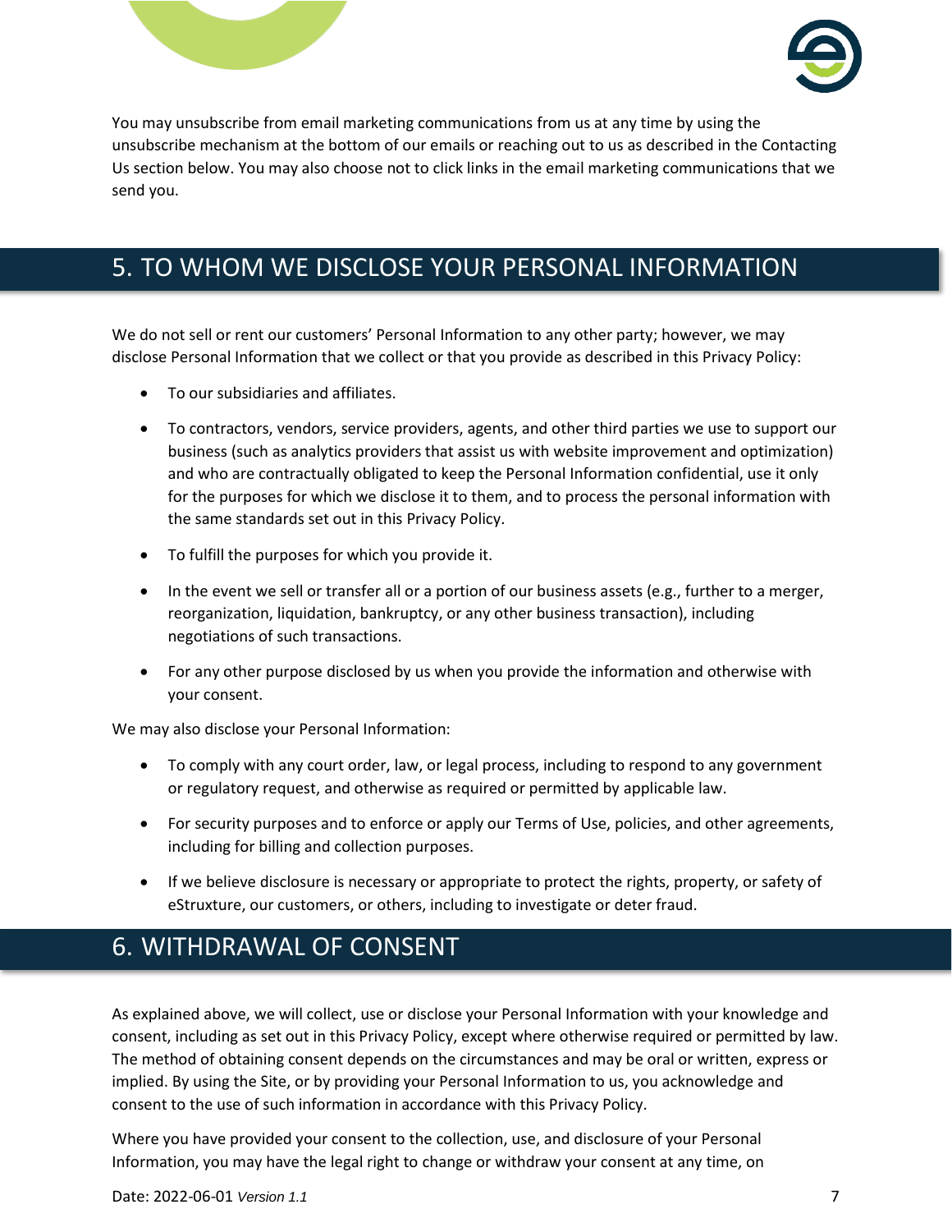You may unsubscribe from email marketing communications from us at any time by using the unsubscribe mechanism at the bottom of our emails or reaching out to us as described in the Contacting Us section below. You may also choose not to click links in the email marketing communications that we send you.

## 5. TO WHOM WE DISCLOSE YOUR PERSONAL INFORMATION

We do not sell or rent our customers' Personal Information to any other party; however, we may disclose Personal Information that we collect or that you provide as described in this Privacy Policy:

- To our subsidiaries and affiliates.
- To contractors, vendors, service providers, agents, and other third parties we use to support our business (such as analytics providers that assist us with website improvement and optimization) and who are contractually obligated to keep the Personal Information confidential, use it only for the purposes for which we disclose it to them, and to process the personal information with the same standards set out in this Privacy Policy.
- To fulfill the purposes for which you provide it.
- In the event we sell or transfer all or a portion of our business assets (e.g., further to a merger, reorganization, liquidation, bankruptcy, or any other business transaction), including negotiations of such transactions.
- For any other purpose disclosed by us when you provide the information and otherwise with your consent.

We may also disclose your Personal Information:

- To comply with any court order, law, or legal process, including to respond to any government or regulatory request, and otherwise as required or permitted by applicable law.
- For security purposes and to enforce or apply our Terms of Use, policies, and other agreements, including for billing and collection purposes.
- If we believe disclosure is necessary or appropriate to protect the rights, property, or safety of eStruxture, our customers, or others, including to investigate or deter fraud.

## 6. WITHDRAWAL OF CONSENT

As explained above, we will collect, use or disclose your Personal Information with your knowledge and consent, including as set out in this Privacy Policy, except where otherwise required or permitted by law. The method of obtaining consent depends on the circumstances and may be oral or written, express or implied. By using the Site, or by providing your Personal Information to us, you acknowledge and consent to the use of such information in accordance with this Privacy Policy.

Where you have provided your consent to the collection, use, and disclosure of your Personal Information, you may have the legal right to change or withdraw your consent at any time, on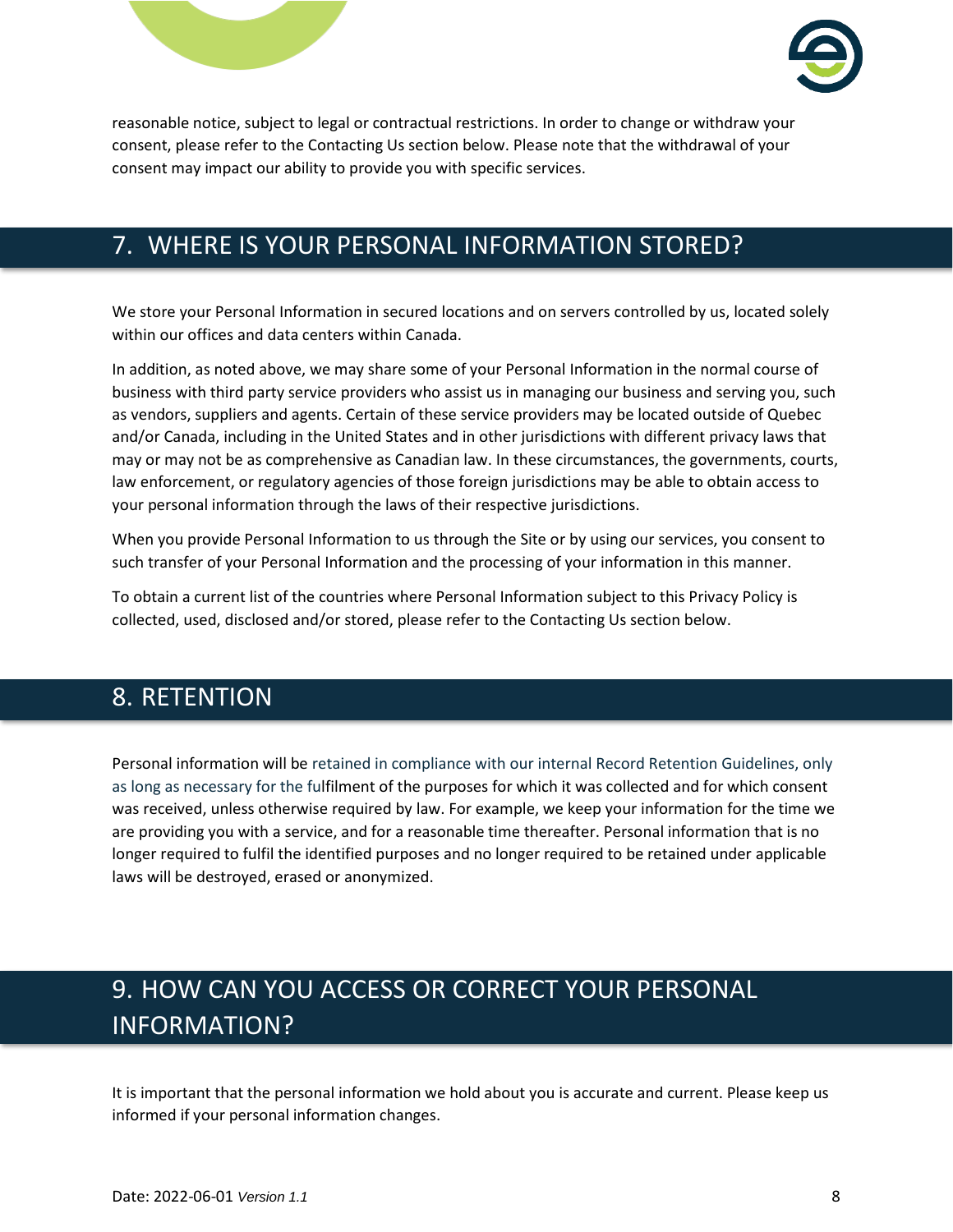reasonable notice, subject to legal or contractual restrictions. In order to change or withdraw your consent, please refer to the Contacting Us section below. Please note that the withdrawal of your consent may impact our ability to provide you with specific services.

## 7. WHERE IS YOUR PERSONAL INFORMATION STORED?

We store your Personal Information in secured locations and on servers controlled by us, located solely within our offices and data centers within Canada.

In addition, as noted above, we may share some of your Personal Information in the normal course of business with third party service providers who assist us in managing our business and serving you, such as vendors, suppliers and agents. Certain of these service providers may be located outside of Quebec and/or Canada, including in the United States and in other jurisdictions with different privacy laws that may or may not be as comprehensive as Canadian law. In these circumstances, the governments, courts, law enforcement, or regulatory agencies of those foreign jurisdictions may be able to obtain access to your personal information through the laws of their respective jurisdictions.

When you provide Personal Information to us through the Site or by using our services, you consent to such transfer of your Personal Information and the processing of your information in this manner.

To obtain a current list of the countries where Personal Information subject to this Privacy Policy is collected, used, disclosed and/or stored, please refer to the Contacting Us section below.

## 8. RETENTION

Personal information will be retained in compliance with our internal Record Retention Guidelines, only as long as necessary for the fulfilment of the purposes for which it was collected and for which consent was received, unless otherwise required by law. For example, we keep your information for the time we are providing you with a service, and for a reasonable time thereafter. Personal information that is no longer required to fulfil the identified purposes and no longer required to be retained under applicable laws will be destroyed, erased or anonymized.

## 9. HOW CAN YOU ACCESS OR CORRECT YOUR PERSONAL INFORMATION?

It is important that the personal information we hold about you is accurate and current. Please keep us informed if your personal information changes.

Date: 2022-06-01 *Version 1.1*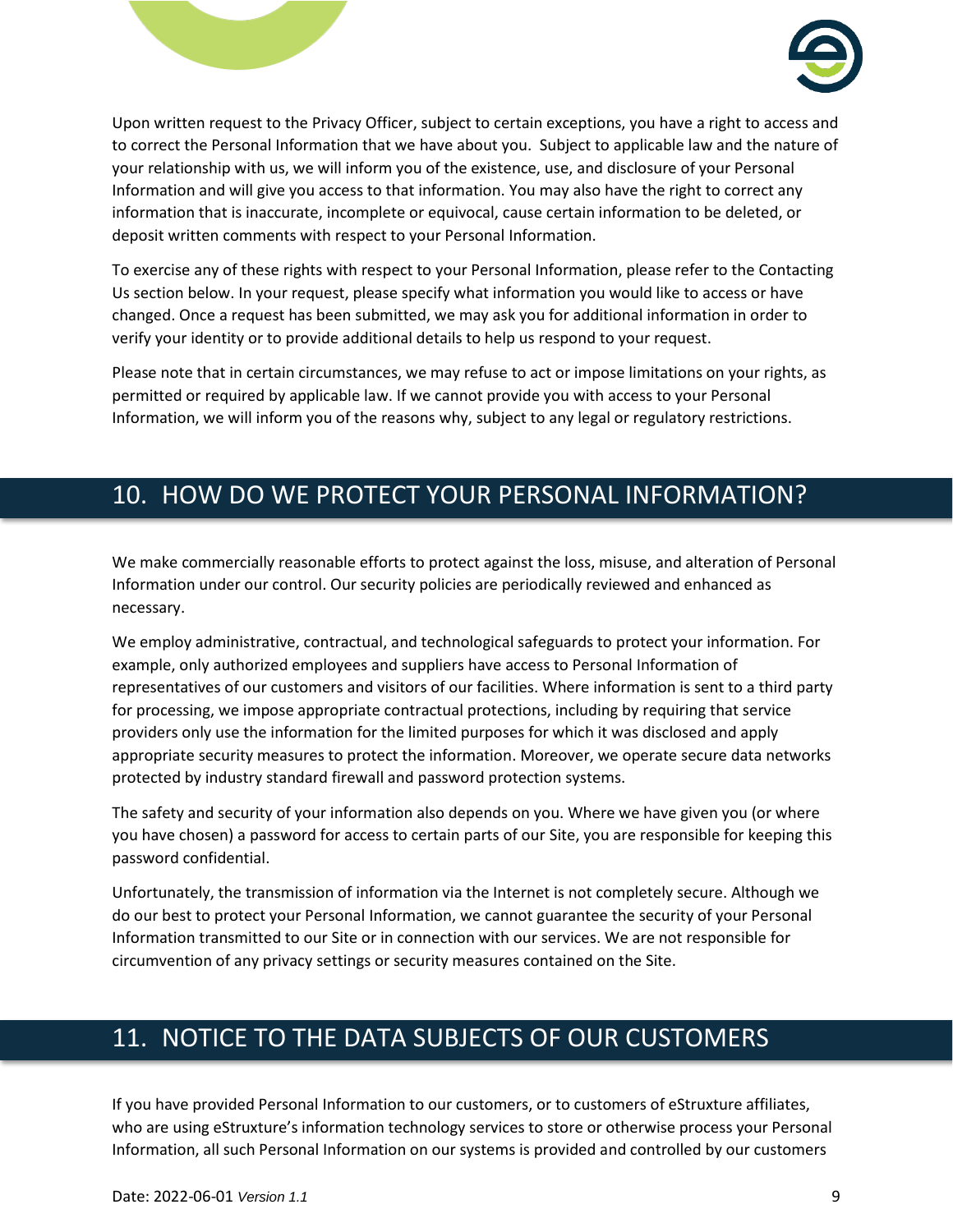Upon written request to the Privacy Officer, subject to certain exceptions, you have a right to access and to correct the Personal Information that we have about you. Subject to applicable law and the nature of your relationship with us, we will inform you of the existence, use, and disclosure of your Personal Information and will give you access to that information. You may also have the right to correct any information that is inaccurate, incomplete or equivocal, cause certain information to be deleted, or deposit written comments with respect to your Personal Information.

To exercise any of these rights with respect to your Personal Information, please refer to the Contacting Us section below. In your request, please specify what information you would like to access or have changed. Once a request has been submitted, we may ask you for additional information in order to verify your identity or to provide additional details to help us respond to your request.

Please note that in certain circumstances, we may refuse to act or impose limitations on your rights, as permitted or required by applicable law. If we cannot provide you with access to your Personal Information, we will inform you of the reasons why, subject to any legal or regulatory restrictions.

## 10. HOW DO WE PROTECT YOUR PERSONAL INFORMATION?

We make commercially reasonable efforts to protect against the loss, misuse, and alteration of Personal Information under our control. Our security policies are periodically reviewed and enhanced as necessary.

We employ administrative, contractual, and technological safeguards to protect your information. For example, only authorized employees and suppliers have access to Personal Information of representatives of our customers and visitors of our facilities. Where information is sent to a third party for processing, we impose appropriate contractual protections, including by requiring that service providers only use the information for the limited purposes for which it was disclosed and apply appropriate security measures to protect the information. Moreover, we operate secure data networks protected by industry standard firewall and password protection systems.

The safety and security of your information also depends on you. Where we have given you (or where you have chosen) a password for access to certain parts of our Site, you are responsible for keeping this password confidential.

Unfortunately, the transmission of information via the Internet is not completely secure. Although we do our best to protect your Personal Information, we cannot guarantee the security of your Personal Information transmitted to our Site or in connection with our services. We are not responsible for circumvention of any privacy settings or security measures contained on the Site.

## 11. NOTICE TO THE DATA SUBJECTS OF OUR CUSTOMERS

If you have provided Personal Information to our customers, or to customers of eStruxture affiliates, who are using eStruxture's information technology services to store or otherwise process your Personal Information, all such Personal Information on our systems is provided and controlled by our customers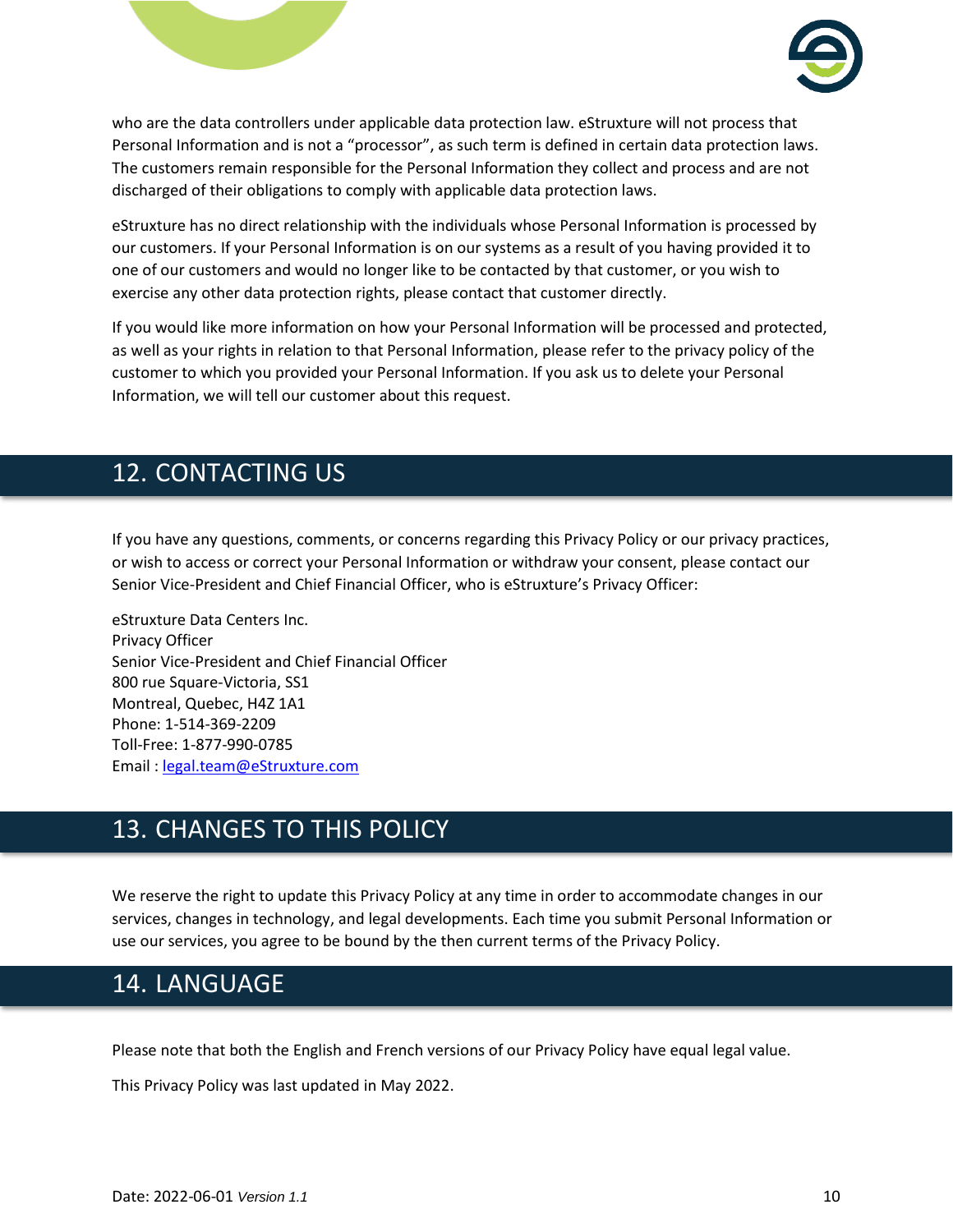who are the data controllers under applicable data protection law. eStruxture will not process that Personal Information and is not a "processor", as such term is defined in certain data protection laws. The customers remain responsible for the Personal Information they collect and process and are not discharged of their obligations to comply with applicable data protection laws.

eStruxture has no direct relationship with the individuals whose Personal Information is processed by our customers. If your Personal Information is on our systems as a result of you having provided it to one of our customers and would no longer like to be contacted by that customer, or you wish to exercise any other data protection rights, please contact that customer directly.

If you would like more information on how your Personal Information will be processed and protected, as well as your rights in relation to that Personal Information, please refer to the privacy policy of the customer to which you provided your Personal Information. If you ask us to delete your Personal Information, we will tell our customer about this request.

## 12. CONTACTING US

If you have any questions, comments, or concerns regarding this Privacy Policy or our privacy practices, or wish to access or correct your Personal Information or withdraw your consent, please contact our Senior Vice-President and Chief Financial Officer, who is eStruxture's Privacy Officer:

eStruxture Data Centers Inc.
Privacy Officer
Senior Vice-President and Chief Financial Officer
800 rue Square-Victoria, SS1
Montreal, Quebec, H4Z 1A1
Phone: 1-514-369-2209
Toll-Free: 1-877-990-0785
Email : legal.team@eStruxture.com

## 13. CHANGES TO THIS POLICY

We reserve the right to update this Privacy Policy at any time in order to accommodate changes in our services, changes in technology, and legal developments. Each time you submit Personal Information or use our services, you agree to be bound by the then current terms of the Privacy Policy.

## 14. LANGUAGE

Please note that both the English and French versions of our Privacy Policy have equal legal value.

This Privacy Policy was last updated in May 2022.